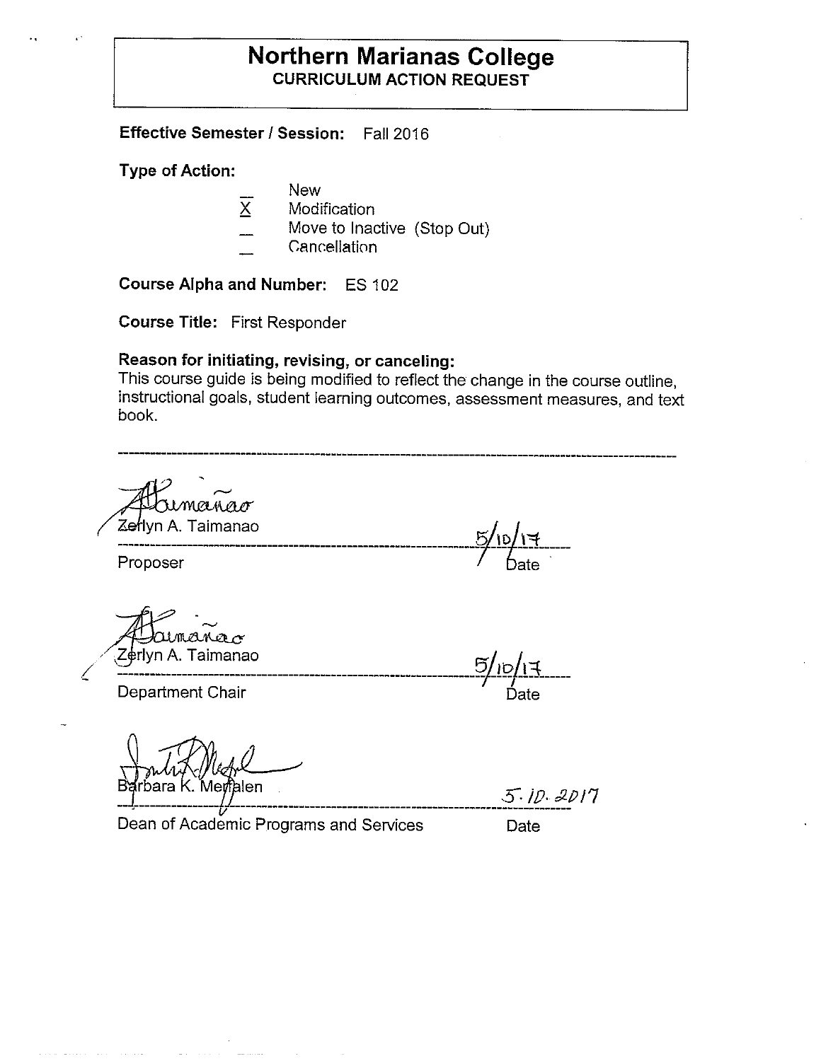# Northern Marianas College
## CURRICULUM ACTION REQUEST

**Effective Semester / Session:** Fall 2016

**Type of Action:**

- __ New
- X Modification
- __ Move to Inactive (Stop Out)
- __ Cancellation

**Course Alpha and Number:** ES 102

**Course Title:** First Responder

**Reason for initiating, revising, or canceling:**
This course guide is being modified to reflect the change in the course outline, instructional goals, student learning outcomes, assessment measures, and text book.

---

Zerlyn A. Taimanao — 5/10/17

Proposer — Date

Zerlyn A. Taimanao — 5/10/17

Department Chair — Date

Barbara K. Merfalen — 5.10.2017

Dean of Academic Programs and Services — Date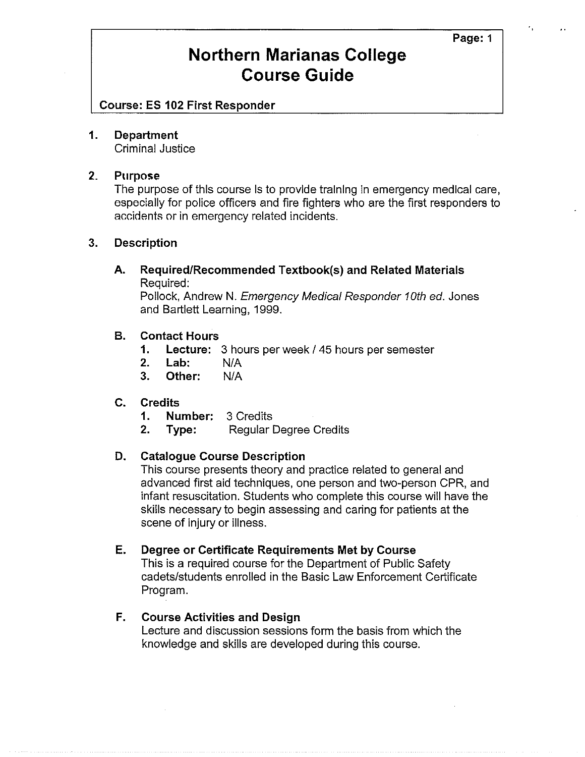# Northern Marianas College Course Guide

**Course: ES 102 First Responder**

## 1. Department

Criminal Justice

## 2. Purpose

The purpose of this course is to provide training in emergency medical care, especially for police officers and fire fighters who are the first responders to accidents or in emergency related incidents.

## 3. Description

### A. Required/Recommended Textbook(s) and Related Materials

Required:

Pollock, Andrew N. *Emergency Medical Responder 10th ed.* Jones and Bartlett Learning, 1999.

### B. Contact Hours

1. **Lecture:** 3 hours per week / 45 hours per semester
2. **Lab:** N/A
3. **Other:** N/A

### C. Credits

1. **Number:** 3 Credits
2. **Type:** Regular Degree Credits

### D. Catalogue Course Description

This course presents theory and practice related to general and advanced first aid techniques, one person and two-person CPR, and infant resuscitation. Students who complete this course will have the skills necessary to begin assessing and caring for patients at the scene of injury or illness.

### E. Degree or Certificate Requirements Met by Course

This is a required course for the Department of Public Safety cadets/students enrolled in the Basic Law Enforcement Certificate Program.

### F. Course Activities and Design

Lecture and discussion sessions form the basis from which the knowledge and skills are developed during this course.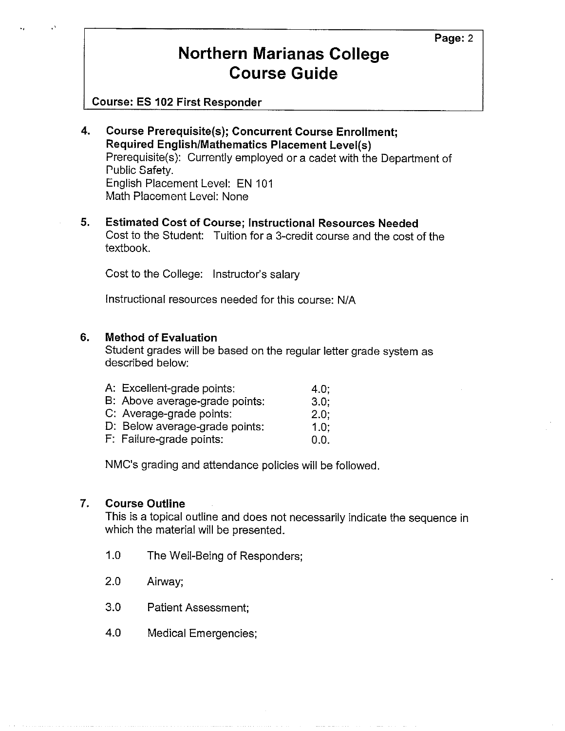# Northern Marianas College Course Guide

**Course: ES 102 First Responder**

**4. Course Prerequisite(s); Concurrent Course Enrollment; Required English/Mathematics Placement Level(s)**

Prerequisite(s): Currently employed or a cadet with the Department of Public Safety.
English Placement Level: EN 101
Math Placement Level: None

**5. Estimated Cost of Course; Instructional Resources Needed**

Cost to the Student: Tuition for a 3-credit course and the cost of the textbook.

Cost to the College: Instructor's salary

Instructional resources needed for this course: N/A

**6. Method of Evaluation**

Student grades will be based on the regular letter grade system as described below:

| | |
|---|---|
| A: Excellent-grade points: | 4.0; |
| B: Above average-grade points: | 3.0; |
| C: Average-grade points: | 2.0; |
| D: Below average-grade points: | 1.0; |
| F: Failure-grade points: | 0.0. |

NMC's grading and attendance policies will be followed.

**7. Course Outline**

This is a topical outline and does not necessarily indicate the sequence in which the material will be presented.

1.0 The Well-Being of Responders;

2.0 Airway;

3.0 Patient Assessment;

4.0 Medical Emergencies;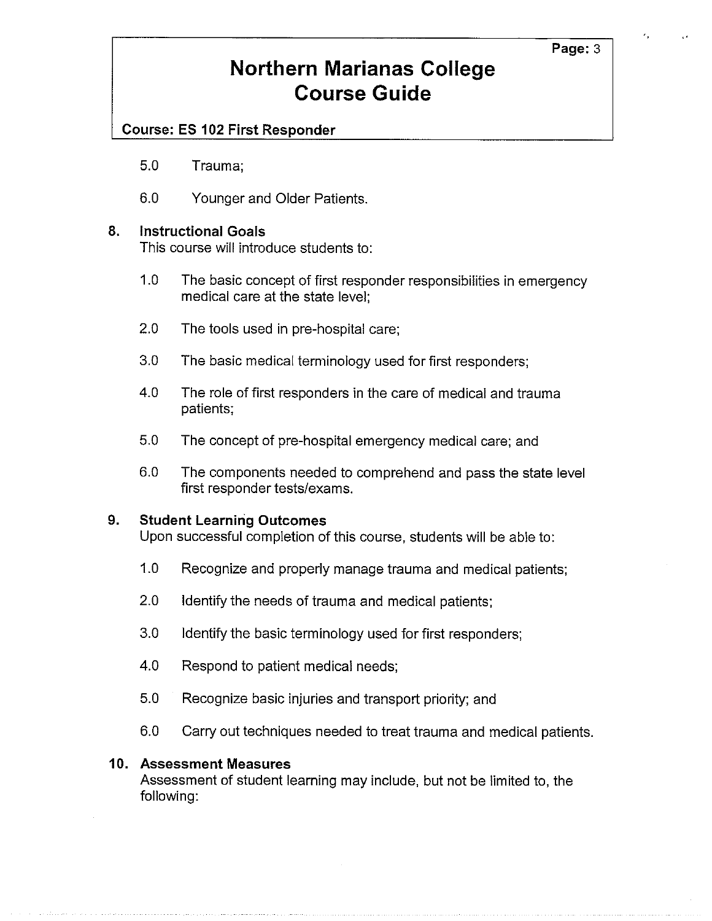5.0 Trauma;

6.0 Younger and Older Patients.

## 8. Instructional Goals

This course will introduce students to:

1.0 The basic concept of first responder responsibilities in emergency medical care at the state level;

2.0 The tools used in pre-hospital care;

3.0 The basic medical terminology used for first responders;

4.0 The role of first responders in the care of medical and trauma patients;

5.0 The concept of pre-hospital emergency medical care; and

6.0 The components needed to comprehend and pass the state level first responder tests/exams.

## 9. Student Learning Outcomes

Upon successful completion of this course, students will be able to:

1.0 Recognize and properly manage trauma and medical patients;

2.0 Identify the needs of trauma and medical patients;

3.0 Identify the basic terminology used for first responders;

4.0 Respond to patient medical needs;

5.0 Recognize basic injuries and transport priority; and

6.0 Carry out techniques needed to treat trauma and medical patients.

## 10. Assessment Measures

Assessment of student learning may include, but not be limited to, the following: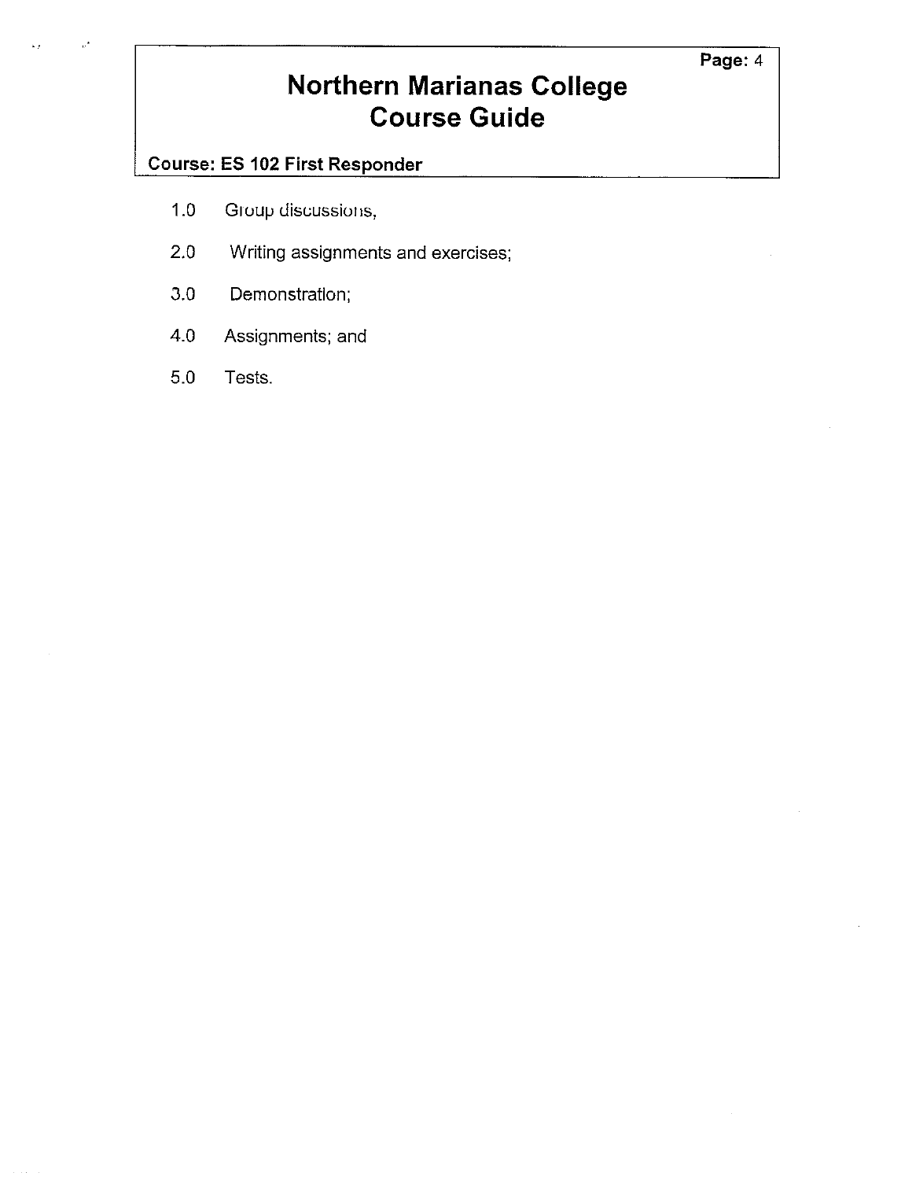1.0 Group discussions,

2.0 Writing assignments and exercises;

3.0 Demonstration;

4.0 Assignments; and

5.0 Tests.